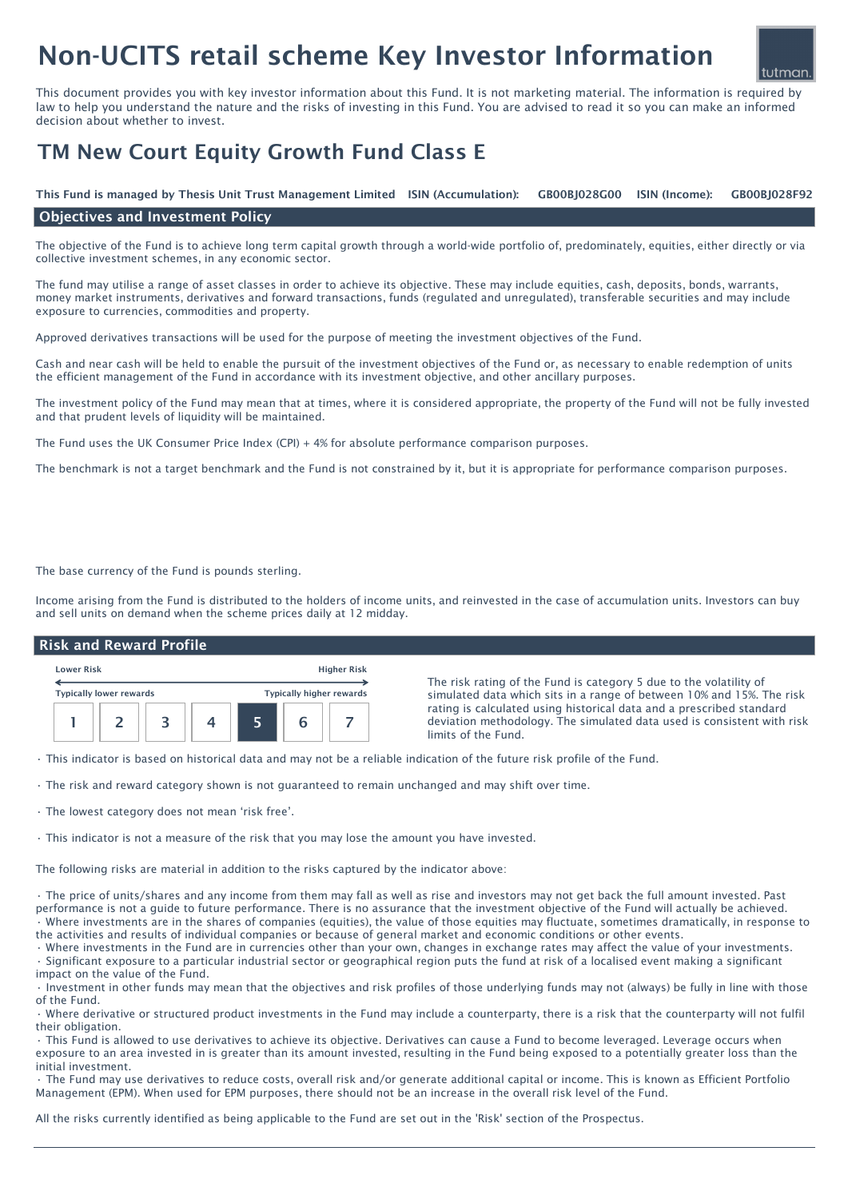# Non-UCITS retail scheme Key Investor Information

This document provides you with key investor information about this Fund. It is not marketing material. The information is required by law to help you understand the nature and the risks of investing in this Fund. You are advised to read it so you can make an informed decision about whether to invest.

## TM New Court Equity Growth Fund Class E

**This Fund is managed by Thesis Unit Trust Management Limited** **ISIN (Accumulation):** GB00BJ028G00 **ISIN (Income):** GB00BJ028F92

### Objectives and Investment Policy

The objective of the Fund is to achieve long term capital growth through a world-wide portfolio of, predominately, equities, either directly or via collective investment schemes, in any economic sector.

The fund may utilise a range of asset classes in order to achieve its objective. These may include equities, cash, deposits, bonds, warrants, money market instruments, derivatives and forward transactions, funds (regulated and unregulated), transferable securities and may include exposure to currencies, commodities and property.

Approved derivatives transactions will be used for the purpose of meeting the investment objectives of the Fund.

Cash and near cash will be held to enable the pursuit of the investment objectives of the Fund or, as necessary to enable redemption of units the efficient management of the Fund in accordance with its investment objective, and other ancillary purposes.

The investment policy of the Fund may mean that at times, where it is considered appropriate, the property of the Fund will not be fully invested and that prudent levels of liquidity will be maintained.

The Fund uses the UK Consumer Price Index (CPI) + 4% for absolute performance comparison purposes.

The benchmark is not a target benchmark and the Fund is not constrained by it, but it is appropriate for performance comparison purposes.

The base currency of the Fund is pounds sterling.

Income arising from the Fund is distributed to the holders of income units, and reinvested in the case of accumulation units. Investors can buy and sell units on demand when the scheme prices daily at 12 midday.

### Risk and Reward Profile

| Lower Risk | | | | | | Higher Risk |
|---|---|---|---|---|---|---|
| Typically lower rewards | | | | | | Typically higher rewards |
| 1 | 2 | 3 | 4 | **5** | 6 | 7 |

The risk rating of the Fund is category 5 due to the volatility of simulated data which sits in a range of between 10% and 15%. The risk rating is calculated using historical data and a prescribed standard deviation methodology. The simulated data used is consistent with risk limits of the Fund.

- This indicator is based on historical data and may not be a reliable indication of the future risk profile of the Fund.
- The risk and reward category shown is not guaranteed to remain unchanged and may shift over time.
- The lowest category does not mean 'risk free'.
- This indicator is not a measure of the risk that you may lose the amount you have invested.

The following risks are material in addition to the risks captured by the indicator above:

- The price of units/shares and any income from them may fall as well as rise and investors may not get back the full amount invested. Past performance is not a guide to future performance. There is no assurance that the investment objective of the Fund will actually be achieved.
- Where investments are in the shares of companies (equities), the value of those equities may fluctuate, sometimes dramatically, in response to the activities and results of individual companies or because of general market and economic conditions or other events.
- Where investments in the Fund are in currencies other than your own, changes in exchange rates may affect the value of your investments.
- Significant exposure to a particular industrial sector or geographical region puts the fund at risk of a localised event making a significant impact on the value of the Fund.
- Investment in other funds may mean that the objectives and risk profiles of those underlying funds may not (always) be fully in line with those of the Fund.
- Where derivative or structured product investments in the Fund may include a counterparty, there is a risk that the counterparty will not fulfil their obligation.
- This Fund is allowed to use derivatives to achieve its objective. Derivatives can cause a Fund to become leveraged. Leverage occurs when exposure to an area invested in is greater than its amount invested, resulting in the Fund being exposed to a potentially greater loss than the initial investment.
- The Fund may use derivatives to reduce costs, overall risk and/or generate additional capital or income. This is known as Efficient Portfolio Management (EPM). When used for EPM purposes, there should not be an increase in the overall risk level of the Fund.

All the risks currently identified as being applicable to the Fund are set out in the 'Risk' section of the Prospectus.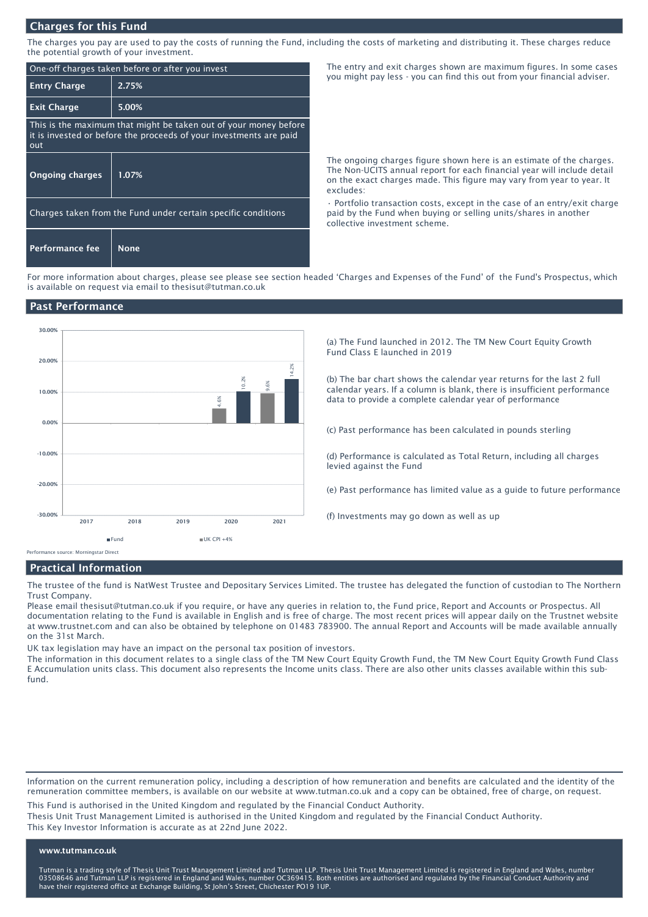## Charges for this Fund

The charges you pay are used to pay the costs of running the Fund, including the costs of marketing and distributing it. These charges reduce the potential growth of your investment.

| One-off charges taken before or after you invest | |
|---|---|
| **Entry Charge** | **2.75%** |
| **Exit Charge** | **5.00%** |
| This is the maximum that might be taken out of your money before it is invested or before the proceeds of your investments are paid out | |
| **Ongoing charges** | **1.07%** |
| Charges taken from the Fund under certain specific conditions | |
| **Performance fee** | **None** |

The entry and exit charges shown are maximum figures. In some cases you might pay less - you can find this out from your financial adviser.

The ongoing charges figure shown here is an estimate of the charges. The Non-UCITS annual report for each financial year will include detail on the exact charges made. This figure may vary from year to year. It excludes:

- Portfolio transaction costs, except in the case of an entry/exit charge paid by the Fund when buying or selling units/shares in another collective investment scheme.

For more information about charges, please see please see section headed 'Charges and Expenses of the Fund' of the Fund's Prospectus, which is available on request via email to thesisut@tutman.co.uk

## Past Performance

30.00%
20.00%
10.00%
0.00%
-10.00%
-20.00%
-30.00%

2017 2018 2019 2020 2021

4.6%
10.2%
9.6%
14.2%

Fund
UK CPI +4%

Performance source: Morningstar Direct

(a) The Fund launched in 2012. The TM New Court Equity Growth Fund Class E launched in 2019

(b) The bar chart shows the calendar year returns for the last 2 full calendar years. If a column is blank, there is insufficient performance data to provide a complete calendar year of performance

(c) Past performance has been calculated in pounds sterling

(d) Performance is calculated as Total Return, including all charges levied against the Fund

(e) Past performance has limited value as a guide to future performance

(f) Investments may go down as well as up

## Practical Information

The trustee of the fund is NatWest Trustee and Depositary Services Limited. The trustee has delegated the function of custodian to The Northern Trust Company.

Please email thesisut@tutman.co.uk if you require, or have any queries in relation to, the Fund price, Report and Accounts or Prospectus. All documentation relating to the Fund is available in English and is free of charge. The most recent prices will appear daily on the Trustnet website at www.trustnet.com and can also be obtained by telephone on 01483 783900. The annual Report and Accounts will be made available annually on the 31st March.

UK tax legislation may have an impact on the personal tax position of investors.

The information in this document relates to a single class of the TM New Court Equity Growth Fund, the TM New Court Equity Growth Fund Class E Accumulation units class. This document also represents the Income units class. There are also other units classes available within this sub-fund.

Information on the current remuneration policy, including a description of how remuneration and benefits are calculated and the identity of the remuneration committee members, is available on our website at www.tutman.co.uk and a copy can be obtained, free of charge, on request.

This Fund is authorised in the United Kingdom and regulated by the Financial Conduct Authority.

Thesis Unit Trust Management Limited is authorised in the United Kingdom and regulated by the Financial Conduct Authority.

This Key Investor Information is accurate as at 22nd June 2022.

**www.tutman.co.uk**

Tutman is a trading style of Thesis Unit Trust Management Limited and Tutman LLP. Thesis Unit Trust Management Limited is registered in England and Wales, number 03508646 and Tutman LLP is registered in England and Wales, number OC369415. Both entities are authorised and regulated by the Financial Conduct Authority and have their registered office at Exchange Building, St John's Street, Chichester PO19 1UP.